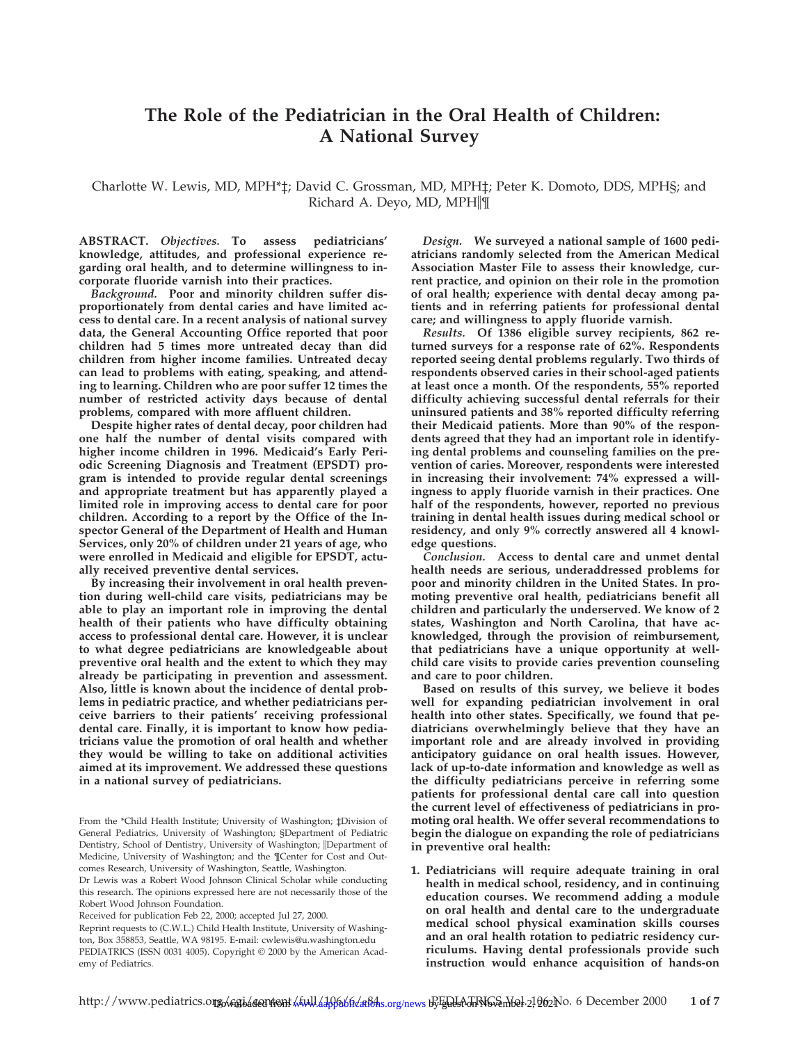# The Role of the Pediatrician in the Oral Health of Children: A National Survey

Charlotte W. Lewis, MD, MPH*‡; David C. Grossman, MD, MPH‡; Peter K. Domoto, DDS, MPH§; and Richard A. Deyo, MD, MPH‖¶

**ABSTRACT.** ***Objectives.*** **To assess pediatricians' knowledge, attitudes, and professional experience regarding oral health, and to determine willingness to incorporate fluoride varnish into their practices.**

***Background.*** **Poor and minority children suffer disproportionately from dental caries and have limited access to dental care. In a recent analysis of national survey data, the General Accounting Office reported that poor children had 5 times more untreated decay than did children from higher income families. Untreated decay can lead to problems with eating, speaking, and attending to learning. Children who are poor suffer 12 times the number of restricted activity days because of dental problems, compared with more affluent children.**

**Despite higher rates of dental decay, poor children had one half the number of dental visits compared with higher income children in 1996. Medicaid's Early Periodic Screening Diagnosis and Treatment (EPSDT) program is intended to provide regular dental screenings and appropriate treatment but has apparently played a limited role in improving access to dental care for poor children. According to a report by the Office of the Inspector General of the Department of Health and Human Services, only 20% of children under 21 years of age, who were enrolled in Medicaid and eligible for EPSDT, actually received preventive dental services.**

**By increasing their involvement in oral health prevention during well-child care visits, pediatricians may be able to play an important role in improving the dental health of their patients who have difficulty obtaining access to professional dental care. However, it is unclear to what degree pediatricians are knowledgeable about preventive oral health and the extent to which they may already be participating in prevention and assessment. Also, little is known about the incidence of dental problems in pediatric practice, and whether pediatricians perceive barriers to their patients' receiving professional dental care. Finally, it is important to know how pediatricians value the promotion of oral health and whether they would be willing to take on additional activities aimed at its improvement. We addressed these questions in a national survey of pediatricians.**

***Design.*** **We surveyed a national sample of 1600 pediatricians randomly selected from the American Medical Association Master File to assess their knowledge, current practice, and opinion on their role in the promotion of oral health; experience with dental decay among patients and in referring patients for professional dental care; and willingness to apply fluoride varnish.**

***Results.*** **Of 1386 eligible survey recipients, 862 returned surveys for a response rate of 62%. Respondents reported seeing dental problems regularly. Two thirds of respondents observed caries in their school-aged patients at least once a month. Of the respondents, 55% reported difficulty achieving successful dental referrals for their uninsured patients and 38% reported difficulty referring their Medicaid patients. More than 90% of the respondents agreed that they had an important role in identifying dental problems and counseling families on the prevention of caries. Moreover, respondents were interested in increasing their involvement: 74% expressed a willingness to apply fluoride varnish in their practices. One half of the respondents, however, reported no previous training in dental health issues during medical school or residency, and only 9% correctly answered all 4 knowledge questions.**

***Conclusion.*** **Access to dental care and unmet dental health needs are serious, underaddressed problems for poor and minority children in the United States. In promoting preventive oral health, pediatricians benefit all children and particularly the underserved. We know of 2 states, Washington and North Carolina, that have acknowledged, through the provision of reimbursement, that pediatricians have a unique opportunity at well-child care visits to provide caries prevention counseling and care to poor children.**

**Based on results of this survey, we believe it bodes well for expanding pediatrician involvement in oral health into other states. Specifically, we found that pediatricians overwhelmingly believe that they have an important role and are already involved in providing anticipatory guidance on oral health issues. However, lack of up-to-date information and knowledge as well as the difficulty pediatricians perceive in referring some patients for professional dental care call into question the current level of effectiveness of pediatricians in promoting oral health. We offer several recommendations to begin the dialogue on expanding the role of pediatricians in preventive oral health:**

1. **Pediatricians will require adequate training in oral health in medical school, residency, and in continuing education courses. We recommend adding a module on oral health and dental care to the undergraduate medical school physical examination skills courses and an oral health rotation to pediatric residency curriculums. Having dental professionals provide such instruction would enhance acquisition of hands-on**

From the *Child Health Institute; University of Washington; ‡Division of General Pediatrics, University of Washington; §Department of Pediatric Dentistry, School of Dentistry, University of Washington; ‖Department of Medicine, University of Washington; and the ¶Center for Cost and Outcomes Research, University of Washington, Seattle, Washington.

Dr Lewis was a Robert Wood Johnson Clinical Scholar while conducting this research. The opinions expressed here are not necessarily those of the Robert Wood Johnson Foundation.

Received for publication Feb 22, 2000; accepted Jul 27, 2000.

Reprint requests to (C.W.L.) Child Health Institute, University of Washington, Box 358853, Seattle, WA 98195. E-mail: cwlewis@u.washington.edu

PEDIATRICS (ISSN 0031 4005). Copyright © 2000 by the American Academy of Pediatrics.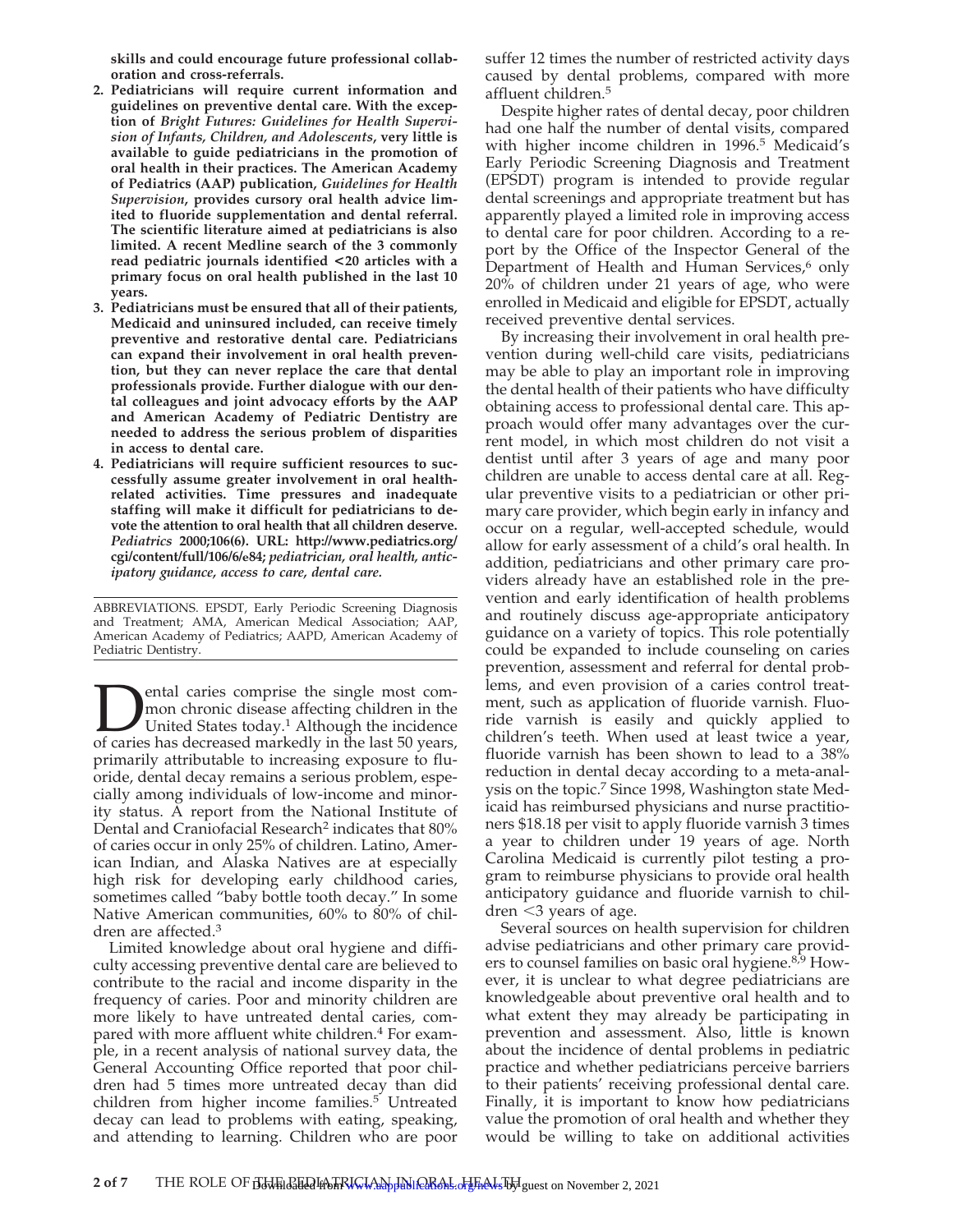**skills and could encourage future professional collaboration and cross-referrals.**

2. **Pediatricians will require current information and guidelines on preventive dental care. With the exception of *Bright Futures: Guidelines for Health Supervision of Infants, Children, and Adolescents*, very little is available to guide pediatricians in the promotion of oral health in their practices. The American Academy of Pediatrics (AAP) publication, *Guidelines for Health Supervision*, provides cursory oral health advice limited to fluoride supplementation and dental referral. The scientific literature aimed at pediatricians is also limited. A recent Medline search of the 3 commonly read pediatric journals identified <20 articles with a primary focus on oral health published in the last 10 years.**
3. **Pediatricians must be ensured that all of their patients, Medicaid and uninsured included, can receive timely preventive and restorative dental care. Pediatricians can expand their involvement in oral health prevention, but they can never replace the care that dental professionals provide. Further dialogue with our dental colleagues and joint advocacy efforts by the AAP and American Academy of Pediatric Dentistry are needed to address the serious problem of disparities in access to dental care.**
4. **Pediatricians will require sufficient resources to successfully assume greater involvement in oral health-related activities. Time pressures and inadequate staffing will make it difficult for pediatricians to devote the attention to oral health that all children deserve.** ***Pediatrics*** **2000;106(6). URL: http://www.pediatrics.org/cgi/content/full/106/6/e84;** ***pediatrician, oral health, anticipatory guidance, access to care, dental care.***

ABBREVIATIONS. EPSDT, Early Periodic Screening Diagnosis and Treatment; AMA, American Medical Association; AAP, American Academy of Pediatrics; AAPD, American Academy of Pediatric Dentistry.

Dental caries comprise the single most common chronic disease affecting children in the United States today.[1] Although the incidence of caries has decreased markedly in the last 50 years, primarily attributable to increasing exposure to fluoride, dental decay remains a serious problem, especially among individuals of low-income and minority status. A report from the National Institute of Dental and Craniofacial Research[2] indicates that 80% of caries occur in only 25% of children. Latino, American Indian, and Alaska Natives are at especially high risk for developing early childhood caries, sometimes called "baby bottle tooth decay." In some Native American communities, 60% to 80% of children are affected.[3]

Limited knowledge about oral hygiene and difficulty accessing preventive dental care are believed to contribute to the racial and income disparity in the frequency of caries. Poor and minority children are more likely to have untreated dental caries, compared with more affluent white children.[4] For example, in a recent analysis of national survey data, the General Accounting Office reported that poor children had 5 times more untreated decay than did children from higher income families.[5] Untreated decay can lead to problems with eating, speaking, and attending to learning. Children who are poor suffer 12 times the number of restricted activity days caused by dental problems, compared with more affluent children.[5]

Despite higher rates of dental decay, poor children had one half the number of dental visits, compared with higher income children in 1996.[5] Medicaid's Early Periodic Screening Diagnosis and Treatment (EPSDT) program is intended to provide regular dental screenings and appropriate treatment but has apparently played a limited role in improving access to dental care for poor children. According to a report by the Office of the Inspector General of the Department of Health and Human Services,[6] only 20% of children under 21 years of age, who were enrolled in Medicaid and eligible for EPSDT, actually received preventive dental services.

By increasing their involvement in oral health prevention during well-child care visits, pediatricians may be able to play an important role in improving the dental health of their patients who have difficulty obtaining access to professional dental care. This approach would offer many advantages over the current model, in which most children do not visit a dentist until after 3 years of age and many poor children are unable to access dental care at all. Regular preventive visits to a pediatrician or other primary care provider, which begin early in infancy and occur on a regular, well-accepted schedule, would allow for early assessment of a child's oral health. In addition, pediatricians and other primary care providers already have an established role in the prevention and early identification of health problems and routinely discuss age-appropriate anticipatory guidance on a variety of topics. This role potentially could be expanded to include counseling on caries prevention, assessment and referral for dental problems, and even provision of a caries control treatment, such as application of fluoride varnish. Fluoride varnish is easily and quickly applied to children's teeth. When used at least twice a year, fluoride varnish has been shown to lead to a 38% reduction in dental decay according to a meta-analysis on the topic.[7] Since 1998, Washington state Medicaid has reimbursed physicians and nurse practitioners $18.18 per visit to apply fluoride varnish 3 times a year to children under 19 years of age. North Carolina Medicaid is currently pilot testing a program to reimburse physicians to provide oral health anticipatory guidance and fluoride varnish to children <3 years of age.

Several sources on health supervision for children advise pediatricians and other primary care providers to counsel families on basic oral hygiene.[8,9] However, it is unclear to what degree pediatricians are knowledgeable about preventive oral health and to what extent they may already be participating in prevention and assessment. Also, little is known about the incidence of dental problems in pediatric practice and whether pediatricians perceive barriers to their patients' receiving professional dental care. Finally, it is important to know how pediatricians value the promotion of oral health and whether they would be willing to take on additional activities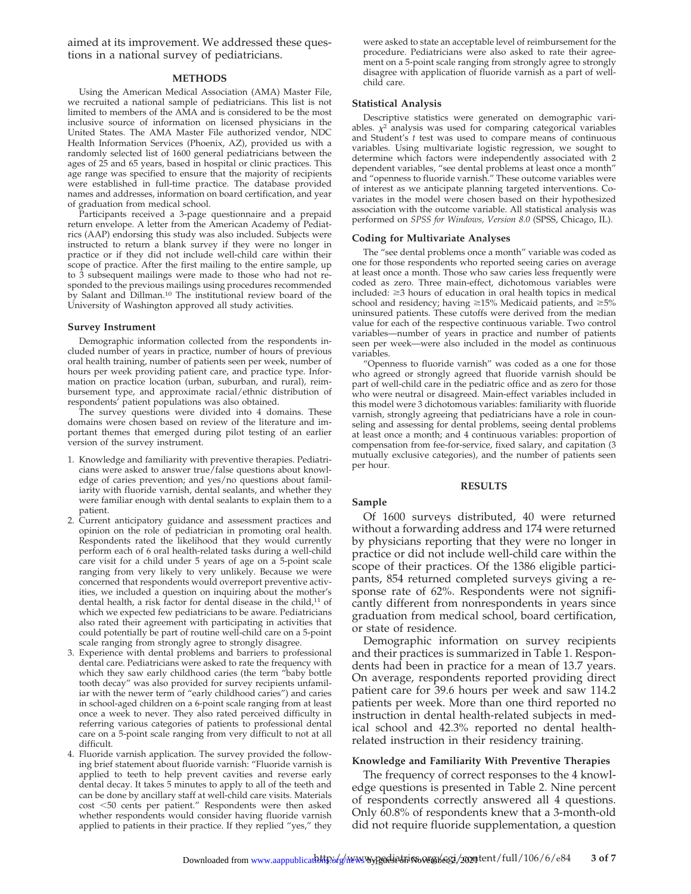aimed at its improvement. We addressed these questions in a national survey of pediatricians.

## METHODS

Using the American Medical Association (AMA) Master File, we recruited a national sample of pediatricians. This list is not limited to members of the AMA and is considered to be the most inclusive source of information on licensed physicians in the United States. The AMA Master File authorized vendor, NDC Health Information Services (Phoenix, AZ), provided us with a randomly selected list of 1600 general pediatricians between the ages of 25 and 65 years, based in hospital or clinic practices. This age range was specified to ensure that the majority of recipients were established in full-time practice. The database provided names and addresses, information on board certification, and year of graduation from medical school.

Participants received a 3-page questionnaire and a prepaid return envelope. A letter from the American Academy of Pediatrics (AAP) endorsing this study was also included. Subjects were instructed to return a blank survey if they were no longer in practice or if they did not include well-child care within their scope of practice. After the first mailing to the entire sample, up to 3 subsequent mailings were made to those who had not responded to the previous mailings using procedures recommended by Salant and Dillman.[10] The institutional review board of the University of Washington approved all study activities.

### Survey Instrument

Demographic information collected from the respondents included number of years in practice, number of hours of previous oral health training, number of patients seen per week, number of hours per week providing patient care, and practice type. Information on practice location (urban, suburban, and rural), reimbursement type, and approximate racial/ethnic distribution of respondents' patient populations was also obtained.

The survey questions were divided into 4 domains. These domains were chosen based on review of the literature and important themes that emerged during pilot testing of an earlier version of the survey instrument.

1. Knowledge and familiarity with preventive therapies. Pediatricians were asked to answer true/false questions about knowledge of caries prevention; and yes/no questions about familiarity with fluoride varnish, dental sealants, and whether they were familiar enough with dental sealants to explain them to a patient.
2. Current anticipatory guidance and assessment practices and opinion on the role of pediatrician in promoting oral health. Respondents rated the likelihood that they would currently perform each of 6 oral health-related tasks during a well-child care visit for a child under 5 years of age on a 5-point scale ranging from very likely to very unlikely. Because we were concerned that respondents would overreport preventive activities, we included a question on inquiring about the mother's dental health, a risk factor for dental disease in the child,[11] of which we expected few pediatricians to be aware. Pediatricians also rated their agreement with participating in activities that could potentially be part of routine well-child care on a 5-point scale ranging from strongly agree to strongly disagree.
3. Experience with dental problems and barriers to professional dental care. Pediatricians were asked to rate the frequency with which they saw early childhood caries (the term "baby bottle tooth decay" was also provided for survey recipients unfamiliar with the newer term of "early childhood caries") and caries in school-aged children on a 6-point scale ranging from at least once a week to never. They also rated perceived difficulty in referring various categories of patients to professional dental care on a 5-point scale ranging from very difficult to not at all difficult.
4. Fluoride varnish application. The survey provided the following brief statement about fluoride varnish: "Fluoride varnish is applied to teeth to help prevent cavities and reverse early dental decay. It takes 5 minutes to apply to all of the teeth and can be done by ancillary staff at well-child care visits. Materials cost <50 cents per patient." Respondents were then asked whether respondents would consider having fluoride varnish applied to patients in their practice. If they replied "yes," they were asked to state an acceptable level of reimbursement for the procedure. Pediatricians were also asked to rate their agreement on a 5-point scale ranging from strongly agree to strongly disagree with application of fluoride varnish as a part of well-child care.

### Statistical Analysis

Descriptive statistics were generated on demographic variables. $\chi^2$ analysis was used for comparing categorical variables and Student's *t* test was used to compare means of continuous variables. Using multivariate logistic regression, we sought to determine which factors were independently associated with 2 dependent variables, "see dental problems at least once a month" and "openness to fluoride varnish." These outcome variables were of interest as we anticipate planning targeted interventions. Covariates in the model were chosen based on their hypothesized association with the outcome variable. All statistical analysis was performed on *SPSS for Windows, Version 8.0* (SPSS, Chicago, IL).

### Coding for Multivariate Analyses

The "see dental problems once a month" variable was coded as one for those respondents who reported seeing caries on average at least once a month. Those who saw caries less frequently were coded as zero. Three main-effect, dichotomous variables were included: $\geq$3 hours of education in oral health topics in medical school and residency; having $\geq$15% Medicaid patients, and $\geq$5% uninsured patients. These cutoffs were derived from the median value for each of the respective continuous variable. Two control variables—number of years in practice and number of patients seen per week—were also included in the model as continuous variables.

"Openness to fluoride varnish" was coded as a one for those who agreed or strongly agreed that fluoride varnish should be part of well-child care in the pediatric office and as zero for those who were neutral or disagreed. Main-effect variables included in this model were 3 dichotomous variables: familiarity with fluoride varnish, strongly agreeing that pediatricians have a role in counseling and assessing for dental problems, seeing dental problems at least once a month; and 4 continuous variables: proportion of compensation from fee-for-service, fixed salary, and capitation (3 mutually exclusive categories), and the number of patients seen per hour.

## RESULTS

### Sample

Of 1600 surveys distributed, 40 were returned without a forwarding address and 174 were returned by physicians reporting that they were no longer in practice or did not include well-child care within the scope of their practices. Of the 1386 eligible participants, 854 returned completed surveys giving a response rate of 62%. Respondents were not significantly different from nonrespondents in years since graduation from medical school, board certification, or state of residence.

Demographic information on survey recipients and their practices is summarized in Table 1. Respondents had been in practice for a mean of 13.7 years. On average, respondents reported providing direct patient care for 39.6 hours per week and saw 114.2 patients per week. More than one third reported no instruction in dental health-related subjects in medical school and 42.3% reported no dental health-related instruction in their residency training.

### Knowledge and Familiarity With Preventive Therapies

The frequency of correct responses to the 4 knowledge questions is presented in Table 2. Nine percent of respondents correctly answered all 4 questions. Only 60.8% of respondents knew that a 3-month-old did not require fluoride supplementation, a question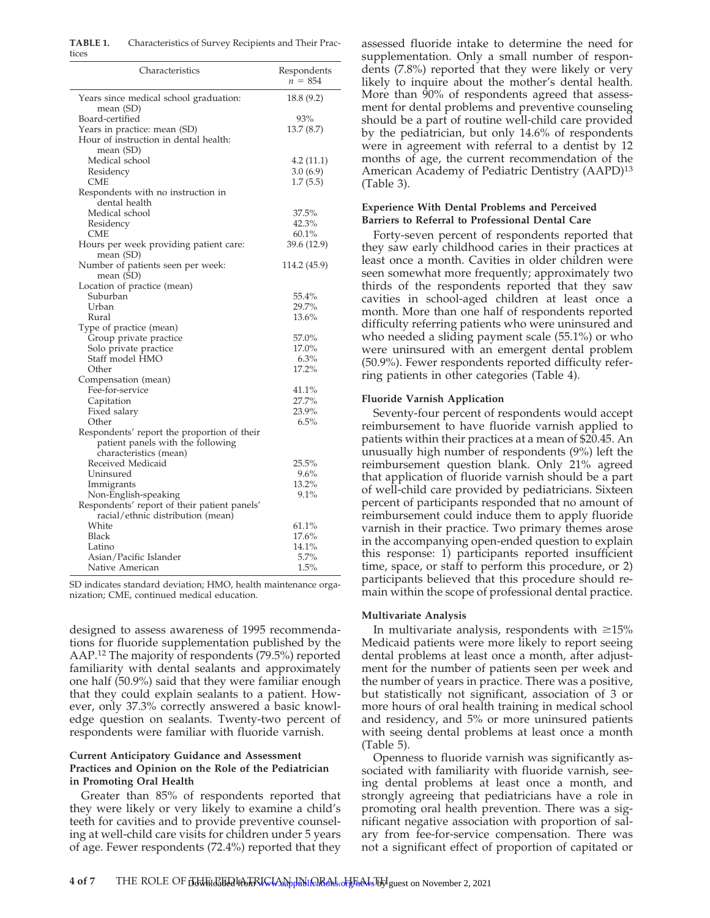**TABLE 1.** Characteristics of Survey Recipients and Their Practices

| Characteristics | Respondents $n = 854$ |
|---|---|
| Years since medical school graduation: mean (SD) | 18.8 (9.2) |
| Board-certified | 93% |
| Years in practice: mean (SD) | 13.7 (8.7) |
| Hour of instruction in dental health: mean (SD) | |
| Medical school | 4.2 (11.1) |
| Residency | 3.0 (6.9) |
| CME | 1.7 (5.5) |
| Respondents with no instruction in dental health | |
| Medical school | 37.5% |
| Residency | 42.3% |
| CME | 60.1% |
| Hours per week providing patient care: mean (SD) | 39.6 (12.9) |
| Number of patients seen per week: mean (SD) | 114.2 (45.9) |
| Location of practice (mean) | |
| Suburban | 55.4% |
| Urban | 29.7% |
| Rural | 13.6% |
| Type of practice (mean) | |
| Group private practice | 57.0% |
| Solo private practice | 17.0% |
| Staff model HMO | 6.3% |
| Other | 17.2% |
| Compensation (mean) | |
| Fee-for-service | 41.1% |
| Capitation | 27.7% |
| Fixed salary | 23.9% |
| Other | 6.5% |
| Respondents' report the proportion of their patient panels with the following characteristics (mean) | |
| Received Medicaid | 25.5% |
| Uninsured | 9.6% |
| Immigrants | 13.2% |
| Non-English-speaking | 9.1% |
| Respondents' report of their patient panels' racial/ethnic distribution (mean) | |
| White | 61.1% |
| Black | 17.6% |
| Latino | 14.1% |
| Asian/Pacific Islander | 5.7% |
| Native American | 1.5% |

SD indicates standard deviation; HMO, health maintenance organization; CME, continued medical education.

designed to assess awareness of 1995 recommendations for fluoride supplementation published by the AAP.[12] The majority of respondents (79.5%) reported familiarity with dental sealants and approximately one half (50.9%) said that they were familiar enough that they could explain sealants to a patient. However, only 37.3% correctly answered a basic knowledge question on sealants. Twenty-two percent of respondents were familiar with fluoride varnish.

### Current Anticipatory Guidance and Assessment Practices and Opinion on the Role of the Pediatrician in Promoting Oral Health

Greater than 85% of respondents reported that they were likely or very likely to examine a child's teeth for cavities and to provide preventive counseling at well-child care visits for children under 5 years of age. Fewer respondents (72.4%) reported that they assessed fluoride intake to determine the need for supplementation. Only a small number of respondents (7.8%) reported that they were likely or very likely to inquire about the mother's dental health. More than 90% of respondents agreed that assessment for dental problems and preventive counseling should be a part of routine well-child care provided by the pediatrician, but only 14.6% of respondents were in agreement with referral to a dentist by 12 months of age, the current recommendation of the American Academy of Pediatric Dentistry (AAPD)[13] (Table 3).

### Experience With Dental Problems and Perceived Barriers to Referral to Professional Dental Care

Forty-seven percent of respondents reported that they saw early childhood caries in their practices at least once a month. Cavities in older children were seen somewhat more frequently; approximately two thirds of the respondents reported that they saw cavities in school-aged children at least once a month. More than one half of respondents reported difficulty referring patients who were uninsured and who needed a sliding payment scale (55.1%) or who were uninsured with an emergent dental problem (50.9%). Fewer respondents reported difficulty referring patients in other categories (Table 4).

### Fluoride Varnish Application

Seventy-four percent of respondents would accept reimbursement to have fluoride varnish applied to patients within their practices at a mean of $20.45. An unusually high number of respondents (9%) left the reimbursement question blank. Only 21% agreed that application of fluoride varnish should be a part of well-child care provided by pediatricians. Sixteen percent of participants responded that no amount of reimbursement could induce them to apply fluoride varnish in their practice. Two primary themes arose in the accompanying open-ended question to explain this response: 1) participants reported insufficient time, space, or staff to perform this procedure, or 2) participants believed that this procedure should remain within the scope of professional dental practice.

### Multivariate Analysis

In multivariate analysis, respondents with $\geq$15% Medicaid patients were more likely to report seeing dental problems at least once a month, after adjustment for the number of patients seen per week and the number of years in practice. There was a positive, but statistically not significant, association of 3 or more hours of oral health training in medical school and residency, and 5% or more uninsured patients with seeing dental problems at least once a month (Table 5).

Openness to fluoride varnish was significantly associated with familiarity with fluoride varnish, seeing dental problems at least once a month, and strongly agreeing that pediatricians have a role in promoting oral health prevention. There was a significant negative association with proportion of salary from fee-for-service compensation. There was not a significant effect of proportion of capitated or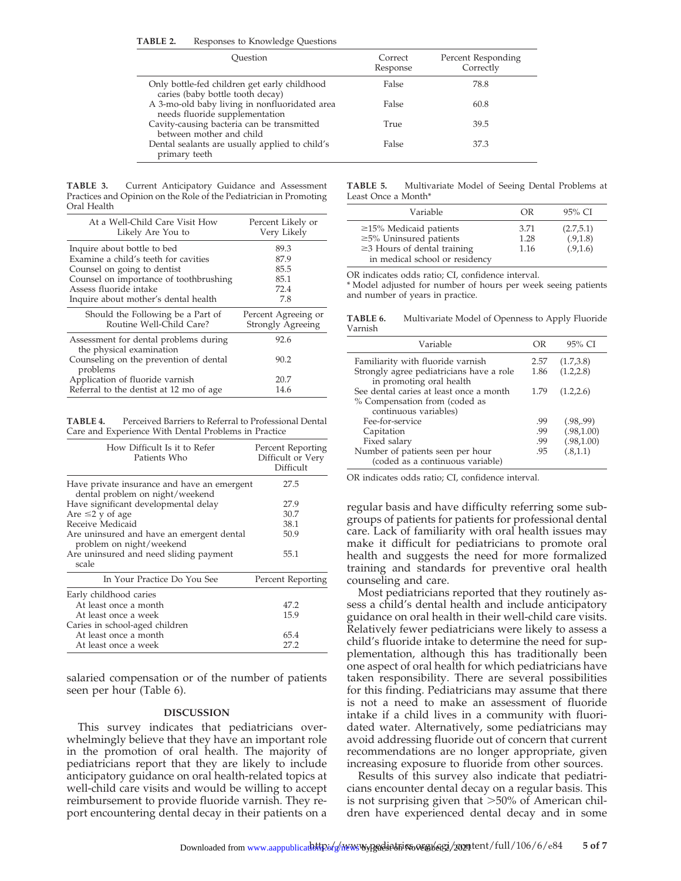**TABLE 2.** Responses to Knowledge Questions

| Question | Correct Response | Percent Responding Correctly |
|---|---|---|
| Only bottle-fed children get early childhood caries (baby bottle tooth decay) | False | 78.8 |
| A 3-mo-old baby living in nonfluoridated area needs fluoride supplementation | False | 60.8 |
| Cavity-causing bacteria can be transmitted between mother and child | True | 39.5 |
| Dental sealants are usually applied to child's primary teeth | False | 37.3 |

**TABLE 3.** Current Anticipatory Guidance and Assessment Practices and Opinion on the Role of the Pediatrician in Promoting Oral Health

| At a Well-Child Care Visit How Likely Are You to | Percent Likely or Very Likely |
|---|---|
| Inquire about bottle to bed | 89.3 |
| Examine a child's teeth for cavities | 87.9 |
| Counsel on going to dentist | 85.5 |
| Counsel on importance of toothbrushing | 85.1 |
| Assess fluoride intake | 72.4 |
| Inquire about mother's dental health | 7.8 |
| **Should the Following be a Part of Routine Well-Child Care?** | **Percent Agreeing or Strongly Agreeing** |
| Assessment for dental problems during the physical examination | 92.6 |
| Counseling on the prevention of dental problems | 90.2 |
| Application of fluoride varnish | 20.7 |
| Referral to the dentist at 12 mo of age | 14.6 |

**TABLE 4.** Perceived Barriers to Referral to Professional Dental Care and Experience With Dental Problems in Practice

| How Difficult Is it to Refer Patients Who | Percent Reporting Difficult or Very Difficult |
|---|---|
| Have private insurance and have an emergent dental problem on night/weekend | 27.5 |
| Have significant developmental delay | 27.9 |
| Are ≤2 y of age | 30.7 |
| Receive Medicaid | 38.1 |
| Are uninsured and have an emergent dental problem on night/weekend | 50.9 |
| Are uninsured and need sliding payment scale | 55.1 |
| **In Your Practice Do You See** | **Percent Reporting** |
| Early childhood caries | |
| At least once a month | 47.2 |
| At least once a week | 15.9 |
| Caries in school-aged children | |
| At least once a month | 65.4 |
| At least once a week | 27.2 |

salaried compensation or of the number of patients seen per hour (Table 6).

## DISCUSSION

This survey indicates that pediatricians overwhelmingly believe that they have an important role in the promotion of oral health. The majority of pediatricians report that they are likely to include anticipatory guidance on oral health-related topics at well-child care visits and would be willing to accept reimbursement to provide fluoride varnish. They report encountering dental decay in their patients on a regular basis and have difficulty referring some subgroups of patients for patients for professional dental care. Lack of familiarity with oral health issues may make it difficult for pediatricians to promote oral health and suggests the need for more formalized training and standards for preventive oral health counseling and care.

Most pediatricians reported that they routinely assess a child's dental health and include anticipatory guidance on oral health in their well-child care visits. Relatively fewer pediatricians were likely to assess a child's fluoride intake to determine the need for supplementation, although this has traditionally been one aspect of oral health for which pediatricians have taken responsibility. There are several possibilities for this finding. Pediatricians may assume that there is not a need to make an assessment of fluoride intake if a child lives in a community with fluoridated water. Alternatively, some pediatricians may avoid addressing fluoride out of concern that current recommendations are no longer appropriate, given increasing exposure to fluoride from other sources.

Results of this survey also indicate that pediatricians encounter dental decay on a regular basis. This is not surprising given that >50% of American children have experienced dental decay and in some

**TABLE 5.** Multivariate Model of Seeing Dental Problems at Least Once a Month*

| Variable | OR | 95% CI |
|---|---|---|
| ≥15% Medicaid patients | 3.71 | (2.7,5.1) |
| ≥5% Uninsured patients | 1.28 | (.9,1.8) |
| ≥3 Hours of dental training in medical school or residency | 1.16 | (.9,1.6) |

OR indicates odds ratio; CI, confidence interval.
* Model adjusted for number of hours per week seeing patients and number of years in practice.

**TABLE 6.** Multivariate Model of Openness to Apply Fluoride Varnish

| Variable | OR | 95% CI |
|---|---|---|
| Familiarity with fluoride varnish | 2.57 | (1.7,3.8) |
| Strongly agree pediatricians have a role in promoting oral health | 1.86 | (1.2,2.8) |
| See dental caries at least once a month | 1.79 | (1.2,2.6) |
| % Compensation from (coded as continuous variables) | | |
| Fee-for-service | .99 | (.98,.99) |
| Capitation | .99 | (.98,1.00) |
| Fixed salary | .99 | (.98,1.00) |
| Number of patients seen per hour (coded as a continuous variable) | .95 | (.8,1.1) |

OR indicates odds ratio; CI, confidence interval.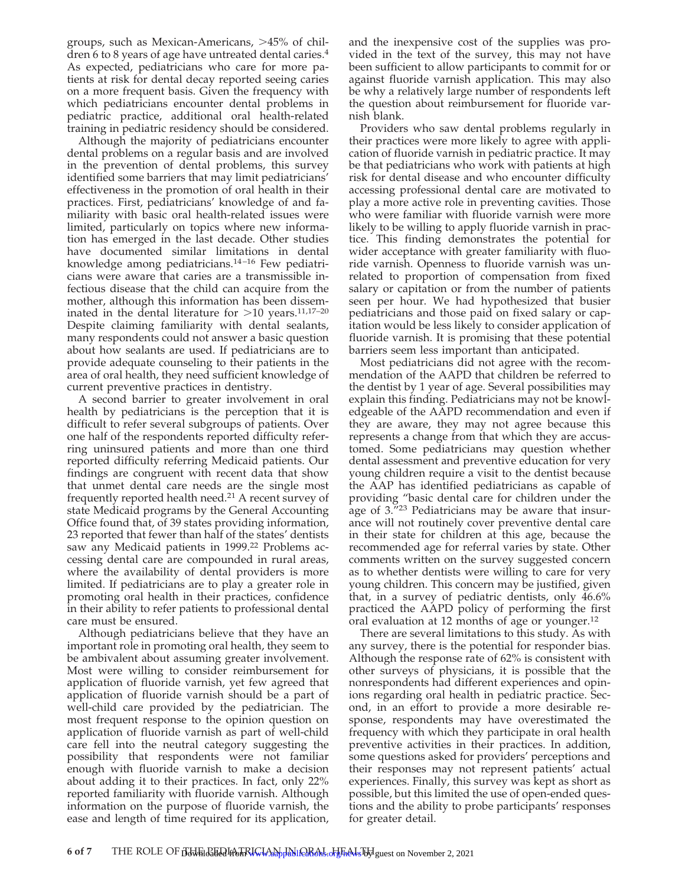groups, such as Mexican-Americans, >45% of children 6 to 8 years of age have untreated dental caries.[4] As expected, pediatricians who care for more patients at risk for dental decay reported seeing caries on a more frequent basis. Given the frequency with which pediatricians encounter dental problems in pediatric practice, additional oral health-related training in pediatric residency should be considered.

Although the majority of pediatricians encounter dental problems on a regular basis and are involved in the prevention of dental problems, this survey identified some barriers that may limit pediatricians' effectiveness in the promotion of oral health in their practices. First, pediatricians' knowledge of and familiarity with basic oral health-related issues were limited, particularly on topics where new information has emerged in the last decade. Other studies have documented similar limitations in dental knowledge among pediatricians.[14–16] Few pediatricians were aware that caries are a transmissible infectious disease that the child can acquire from the mother, although this information has been disseminated in the dental literature for >10 years.[11,17–20] Despite claiming familiarity with dental sealants, many respondents could not answer a basic question about how sealants are used. If pediatricians are to provide adequate counseling to their patients in the area of oral health, they need sufficient knowledge of current preventive practices in dentistry.

A second barrier to greater involvement in oral health by pediatricians is the perception that it is difficult to refer several subgroups of patients. Over one half of the respondents reported difficulty referring uninsured patients and more than one third reported difficulty referring Medicaid patients. Our findings are congruent with recent data that show that unmet dental care needs are the single most frequently reported health need.[21] A recent survey of state Medicaid programs by the General Accounting Office found that, of 39 states providing information, 23 reported that fewer than half of the states' dentists saw any Medicaid patients in 1999.[22] Problems accessing dental care are compounded in rural areas, where the availability of dental providers is more limited. If pediatricians are to play a greater role in promoting oral health in their practices, confidence in their ability to refer patients to professional dental care must be ensured.

Although pediatricians believe that they have an important role in promoting oral health, they seem to be ambivalent about assuming greater involvement. Most were willing to consider reimbursement for application of fluoride varnish, yet few agreed that application of fluoride varnish should be a part of well-child care provided by the pediatrician. The most frequent response to the opinion question on application of fluoride varnish as part of well-child care fell into the neutral category suggesting the possibility that respondents were not familiar enough with fluoride varnish to make a decision about adding it to their practices. In fact, only 22% reported familiarity with fluoride varnish. Although information on the purpose of fluoride varnish, the ease and length of time required for its application, and the inexpensive cost of the supplies was provided in the text of the survey, this may not have been sufficient to allow participants to commit for or against fluoride varnish application. This may also be why a relatively large number of respondents left the question about reimbursement for fluoride varnish blank.

Providers who saw dental problems regularly in their practices were more likely to agree with application of fluoride varnish in pediatric practice. It may be that pediatricians who work with patients at high risk for dental disease and who encounter difficulty accessing professional dental care are motivated to play a more active role in preventing cavities. Those who were familiar with fluoride varnish were more likely to be willing to apply fluoride varnish in practice. This finding demonstrates the potential for wider acceptance with greater familiarity with fluoride varnish. Openness to fluoride varnish was unrelated to proportion of compensation from fixed salary or capitation or from the number of patients seen per hour. We had hypothesized that busier pediatricians and those paid on fixed salary or capitation would be less likely to consider application of fluoride varnish. It is promising that these potential barriers seem less important than anticipated.

Most pediatricians did not agree with the recommendation of the AAPD that children be referred to the dentist by 1 year of age. Several possibilities may explain this finding. Pediatricians may not be knowledgeable of the AAPD recommendation and even if they are aware, they may not agree because this represents a change from that which they are accustomed. Some pediatricians may question whether dental assessment and preventive education for very young children require a visit to the dentist because the AAP has identified pediatricians as capable of providing "basic dental care for children under the age of 3."[23] Pediatricians may be aware that insurance will not routinely cover preventive dental care in their state for children at this age, because the recommended age for referral varies by state. Other comments written on the survey suggested concern as to whether dentists were willing to care for very young children. This concern may be justified, given that, in a survey of pediatric dentists, only 46.6% practiced the AAPD policy of performing the first oral evaluation at 12 months of age or younger.[12]

There are several limitations to this study. As with any survey, there is the potential for responder bias. Although the response rate of 62% is consistent with other surveys of physicians, it is possible that the nonrespondents had different experiences and opinions regarding oral health in pediatric practice. Second, in an effort to provide a more desirable response, respondents may have overestimated the frequency with which they participate in oral health preventive activities in their practices. In addition, some questions asked for providers' perceptions and their responses may not represent patients' actual experiences. Finally, this survey was kept as short as possible, but this limited the use of open-ended questions and the ability to probe participants' responses for greater detail.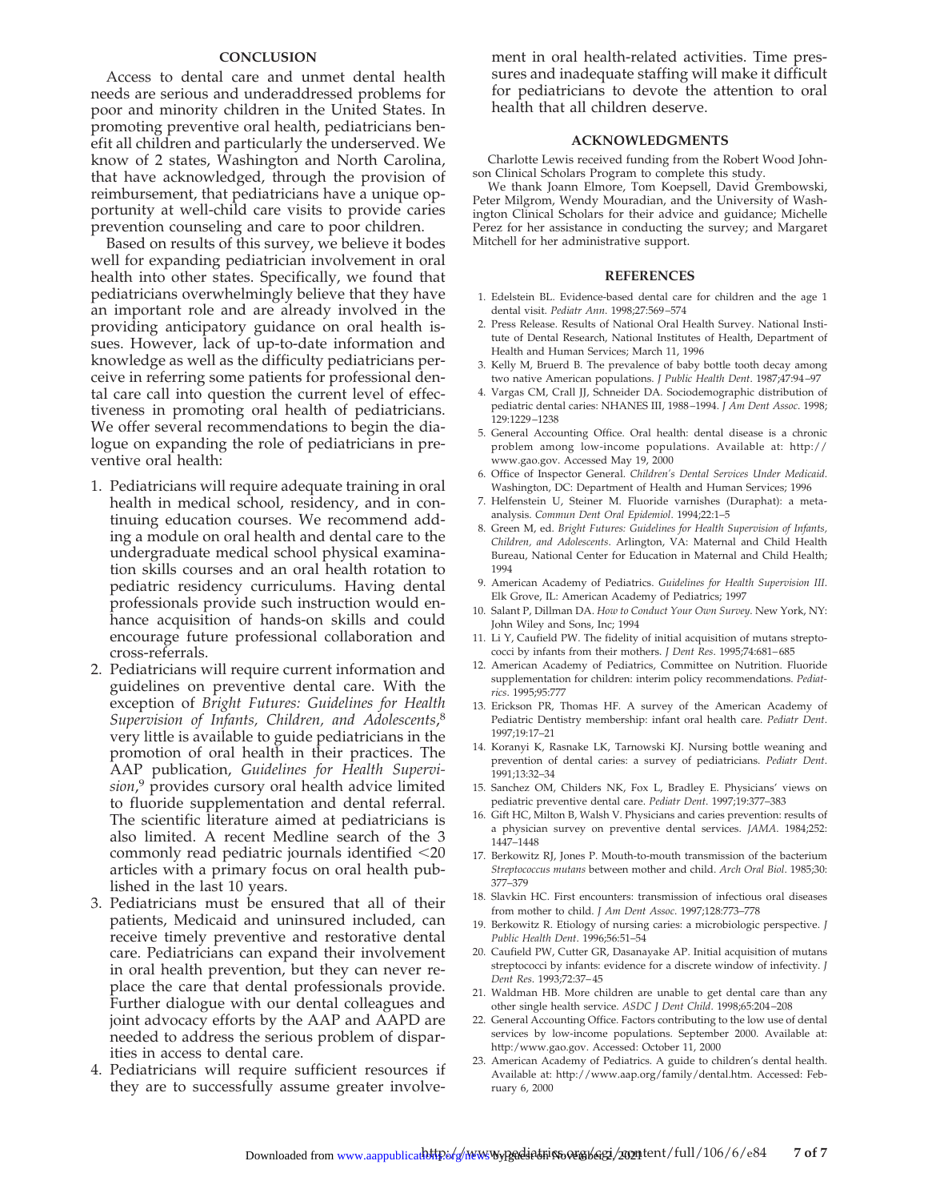## CONCLUSION

Access to dental care and unmet dental health needs are serious and underaddressed problems for poor and minority children in the United States. In promoting preventive oral health, pediatricians benefit all children and particularly the underserved. We know of 2 states, Washington and North Carolina, that have acknowledged, through the provision of reimbursement, that pediatricians have a unique opportunity at well-child care visits to provide caries prevention counseling and care to poor children.

Based on results of this survey, we believe it bodes well for expanding pediatrician involvement in oral health into other states. Specifically, we found that pediatricians overwhelmingly believe that they have an important role and are already involved in the providing anticipatory guidance on oral health issues. However, lack of up-to-date information and knowledge as well as the difficulty pediatricians perceive in referring some patients for professional dental care call into question the current level of effectiveness in promoting oral health of pediatricians. We offer several recommendations to begin the dialogue on expanding the role of pediatricians in preventive oral health:

1. Pediatricians will require adequate training in oral health in medical school, residency, and in continuing education courses. We recommend adding a module on oral health and dental care to the undergraduate medical school physical examination skills courses and an oral health rotation to pediatric residency curriculums. Having dental professionals provide such instruction would enhance acquisition of hands-on skills and could encourage future professional collaboration and cross-referrals.
2. Pediatricians will require current information and guidelines on preventive dental care. With the exception of *Bright Futures: Guidelines for Health Supervision of Infants, Children, and Adolescents*,[8] very little is available to guide pediatricians in the promotion of oral health in their practices. The AAP publication, *Guidelines for Health Supervision*,[9] provides cursory oral health advice limited to fluoride supplementation and dental referral. The scientific literature aimed at pediatricians is also limited. A recent Medline search of the 3 commonly read pediatric journals identified <20 articles with a primary focus on oral health published in the last 10 years.
3. Pediatricians must be ensured that all of their patients, Medicaid and uninsured included, can receive timely preventive and restorative dental care. Pediatricians can expand their involvement in oral health prevention, but they can never replace the care that dental professionals provide. Further dialogue with our dental colleagues and joint advocacy efforts by the AAP and AAPD are needed to address the serious problem of disparities in access to dental care.
4. Pediatricians will require sufficient resources if they are to successfully assume greater involvement in oral health-related activities. Time pressures and inadequate staffing will make it difficult for pediatricians to devote the attention to oral health that all children deserve.

## ACKNOWLEDGMENTS

Charlotte Lewis received funding from the Robert Wood Johnson Clinical Scholars Program to complete this study.

We thank Joann Elmore, Tom Koepsell, David Grembowski, Peter Milgrom, Wendy Mouradian, and the University of Washington Clinical Scholars for their advice and guidance; Michelle Perez for her assistance in conducting the survey; and Margaret Mitchell for her administrative support.

## REFERENCES

1. Edelstein BL. Evidence-based dental care for children and the age 1 dental visit. *Pediatr Ann*. 1998;27:569–574
2. Press Release. Results of National Oral Health Survey. National Institute of Dental Research, National Institutes of Health, Department of Health and Human Services; March 11, 1996
3. Kelly M, Bruerd B. The prevalence of baby bottle tooth decay among two native American populations. *J Public Health Dent*. 1987;47:94–97
4. Vargas CM, Crall JJ, Schneider DA. Sociodemographic distribution of pediatric dental caries: NHANES III, 1988–1994. *J Am Dent Assoc*. 1998; 129:1229–1238
5. General Accounting Office. Oral health: dental disease is a chronic problem among low-income populations. Available at: http://www.gao.gov. Accessed May 19, 2000
6. Office of Inspector General. *Children's Dental Services Under Medicaid*. Washington, DC: Department of Health and Human Services; 1996
7. Helfenstein U, Steiner M. Fluoride varnishes (Duraphat): a meta-analysis. *Commun Dent Oral Epidemiol*. 1994;22:1–5
8. Green M, ed. *Bright Futures: Guidelines for Health Supervision of Infants, Children, and Adolescents*. Arlington, VA: Maternal and Child Health Bureau, National Center for Education in Maternal and Child Health; 1994
9. American Academy of Pediatrics. *Guidelines for Health Supervision III*. Elk Grove, IL: American Academy of Pediatrics; 1997
10. Salant P, Dillman DA. *How to Conduct Your Own Survey*. New York, NY: John Wiley and Sons, Inc; 1994
11. Li Y, Caufield PW. The fidelity of initial acquisition of mutans streptococci by infants from their mothers. *J Dent Res*. 1995;74:681–685
12. American Academy of Pediatrics, Committee on Nutrition. Fluoride supplementation for children: interim policy recommendations. *Pediatrics*. 1995;95:777
13. Erickson PR, Thomas HF. A survey of the American Academy of Pediatric Dentistry membership: infant oral health care. *Pediatr Dent*. 1997;19:17–21
14. Koranyi K, Rasnake LK, Tarnowski KJ. Nursing bottle weaning and prevention of dental caries: a survey of pediatricians. *Pediatr Dent*. 1991;13:32–34
15. Sanchez OM, Childers NK, Fox L, Bradley E. Physicians' views on pediatric preventive dental care. *Pediatr Dent*. 1997;19:377–383
16. Gift HC, Milton B, Walsh V. Physicians and caries prevention: results of a physician survey on preventive dental services. *JAMA*. 1984;252: 1447–1448
17. Berkowitz RJ, Jones P. Mouth-to-mouth transmission of the bacterium *Streptococcus mutans* between mother and child. *Arch Oral Biol*. 1985;30: 377–379
18. Slavkin HC. First encounters: transmission of infectious oral diseases from mother to child. *J Am Dent Assoc*. 1997;128:773–778
19. Berkowitz R. Etiology of nursing caries: a microbiologic perspective. *J Public Health Dent*. 1996;56:51–54
20. Caufield PW, Cutter GR, Dasanayake AP. Initial acquisition of mutans streptococci by infants: evidence for a discrete window of infectivity. *J Dent Res*. 1993;72:37–45
21. Waldman HB. More children are unable to get dental care than any other single health service. *ASDC J Dent Child*. 1998;65:204–208
22. General Accounting Office. Factors contributing to the low use of dental services by low-income populations. September 2000. Available at: http:/www.gao.gov. Accessed: October 11, 2000
23. American Academy of Pediatrics. A guide to children's dental health. Available at: http://www.aap.org/family/dental.htm. Accessed: February 6, 2000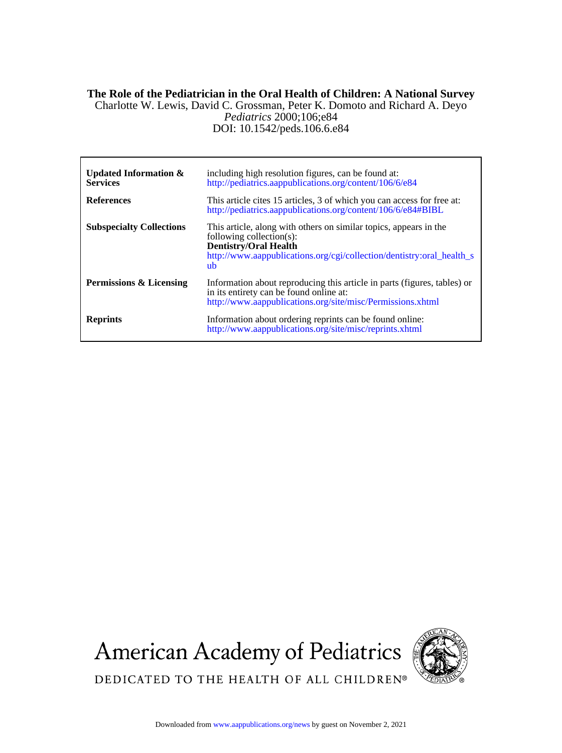**The Role of the Pediatrician in the Oral Health of Children: A National Survey**

Charlotte W. Lewis, David C. Grossman, Peter K. Domoto and Richard A. Deyo

*Pediatrics* 2000;106;e84

DOI: 10.1542/peds.106.6.e84

| | |
|---|---|
| **Updated Information & Services** | including high resolution figures, can be found at: http://pediatrics.aappublications.org/content/106/6/e84 |
| **References** | This article cites 15 articles, 3 of which you can access for free at: http://pediatrics.aappublications.org/content/106/6/e84#BIBL |
| **Subspecialty Collections** | This article, along with others on similar topics, appears in the following collection(s): **Dentistry/Oral Health** http://www.aappublications.org/cgi/collection/dentistry:oral_health_sub |
| **Permissions & Licensing** | Information about reproducing this article in parts (figures, tables) or in its entirety can be found online at: http://www.aappublications.org/site/misc/Permissions.xhtml |
| **Reprints** | Information about ordering reprints can be found online: http://www.aappublications.org/site/misc/reprints.xhtml |

American Academy of Pediatrics

DEDICATED TO THE HEALTH OF ALL CHILDREN®

Downloaded from www.aappublications.org/news by guest on November 2, 2021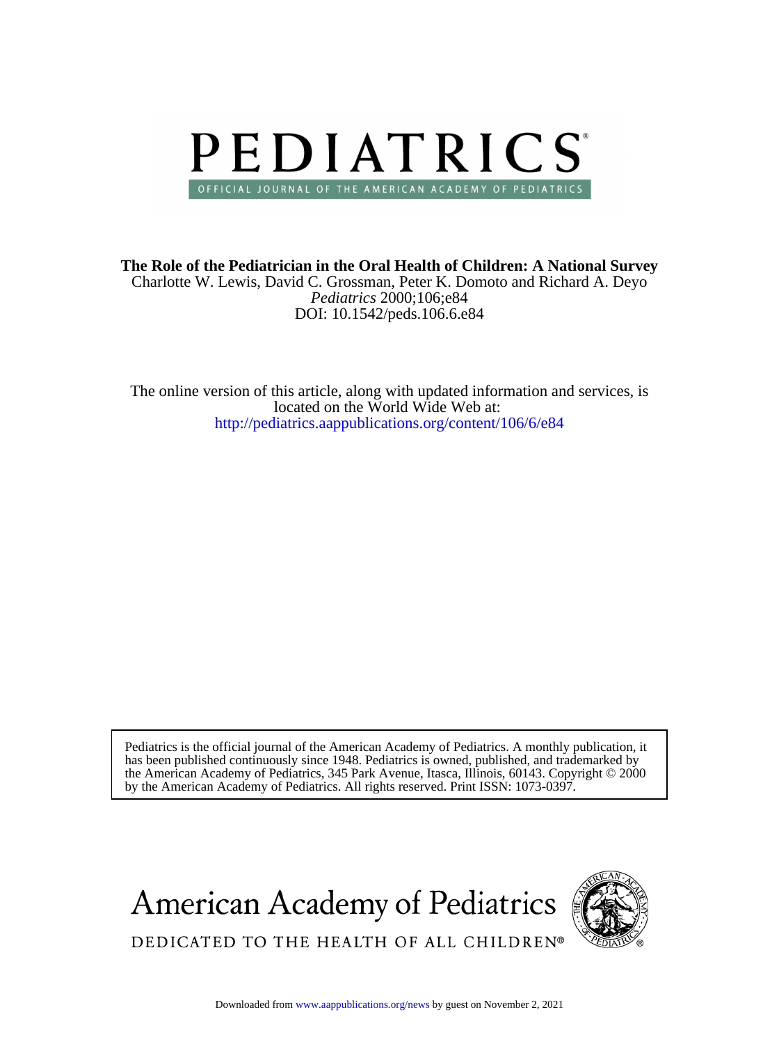**The Role of the Pediatrician in the Oral Health of Children: A National Survey**

Charlotte W. Lewis, David C. Grossman, Peter K. Domoto and Richard A. Deyo

*Pediatrics* 2000;106;e84

DOI: 10.1542/peds.106.6.e84

The online version of this article, along with updated information and services, is located on the World Wide Web at:

http://pediatrics.aappublications.org/content/106/6/e84

Pediatrics is the official journal of the American Academy of Pediatrics. A monthly publication, it has been published continuously since 1948. Pediatrics is owned, published, and trademarked by the American Academy of Pediatrics, 345 Park Avenue, Itasca, Illinois, 60143. Copyright © 2000 by the American Academy of Pediatrics. All rights reserved. Print ISSN: 1073-0397.